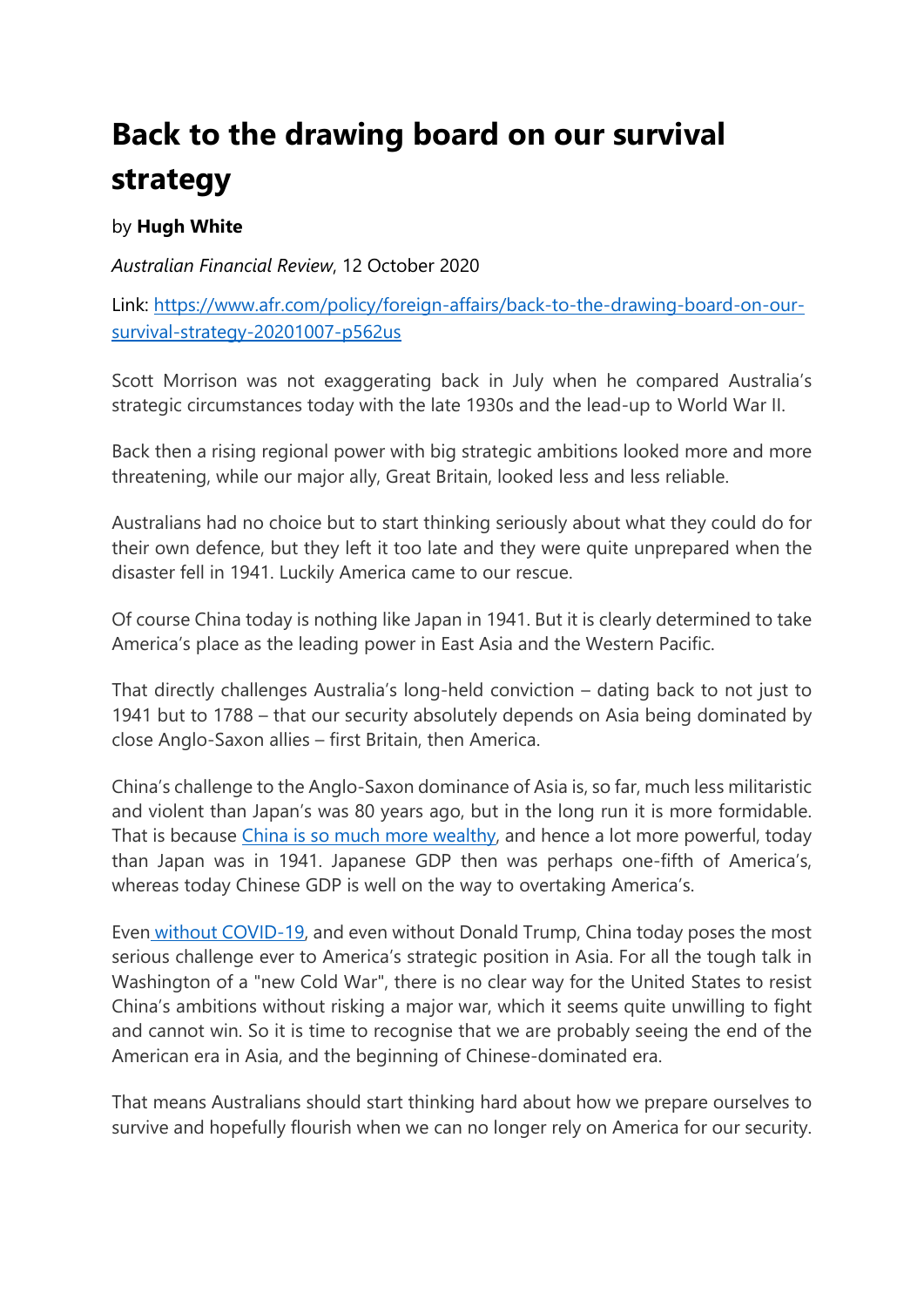# Back to the drawing board on our survival strategy

by **Hugh White**

*Australian Financial Review*, 12 October 2020

Link: [https://www.afr.com/policy/foreign-affairs/back-to-the-drawing-board-on-our-survival-strategy-20201007-p562us](https://www.afr.com/policy/foreign-affairs/back-to-the-drawing-board-on-our-survival-strategy-20201007-p562us)

Scott Morrison was not exaggerating back in July when he compared Australia's strategic circumstances today with the late 1930s and the lead-up to World War II.

Back then a rising regional power with big strategic ambitions looked more and more threatening, while our major ally, Great Britain, looked less and less reliable.

Australians had no choice but to start thinking seriously about what they could do for their own defence, but they left it too late and they were quite unprepared when the disaster fell in 1941. Luckily America came to our rescue.

Of course China today is nothing like Japan in 1941. But it is clearly determined to take America's place as the leading power in East Asia and the Western Pacific.

That directly challenges Australia's long-held conviction – dating back to not just to 1941 but to 1788 – that our security absolutely depends on Asia being dominated by close Anglo-Saxon allies – first Britain, then America.

China's challenge to the Anglo-Saxon dominance of Asia is, so far, much less militaristic and violent than Japan's was 80 years ago, but in the long run it is more formidable. That is because [China is so much more wealthy](), and hence a lot more powerful, today than Japan was in 1941. Japanese GDP then was perhaps one-fifth of America's, whereas today Chinese GDP is well on the way to overtaking America's.

Even [without COVID-19](), and even without Donald Trump, China today poses the most serious challenge ever to America's strategic position in Asia. For all the tough talk in Washington of a "new Cold War", there is no clear way for the United States to resist China's ambitions without risking a major war, which it seems quite unwilling to fight and cannot win. So it is time to recognise that we are probably seeing the end of the American era in Asia, and the beginning of Chinese-dominated era.

That means Australians should start thinking hard about how we prepare ourselves to survive and hopefully flourish when we can no longer rely on America for our security.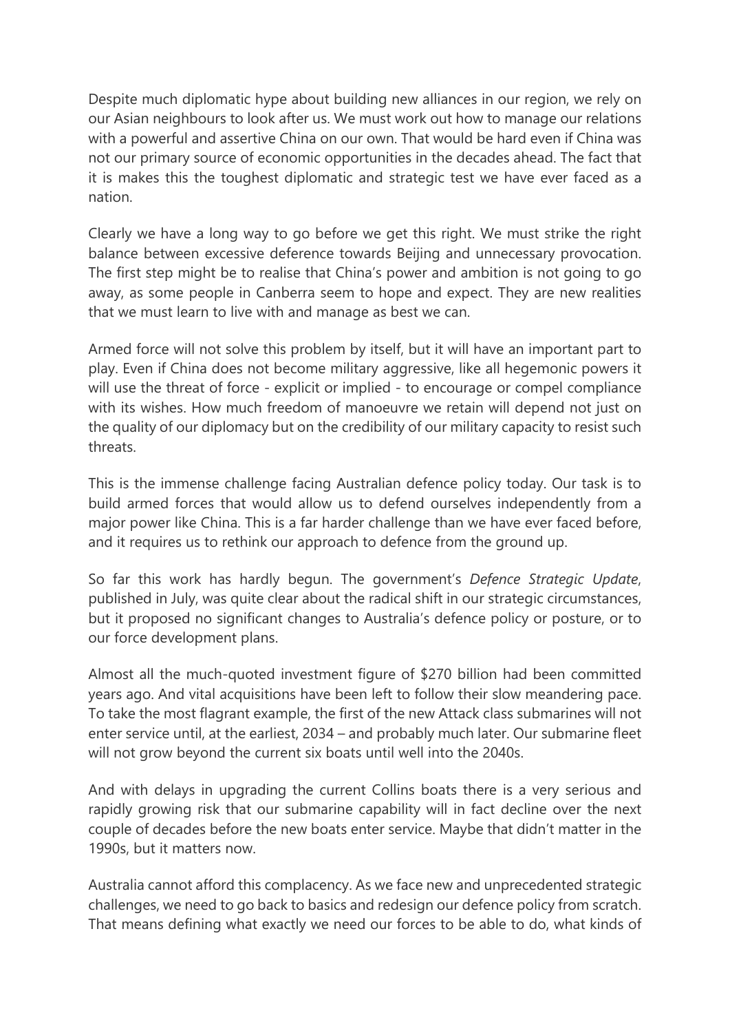Despite much diplomatic hype about building new alliances in our region, we rely on our Asian neighbours to look after us. We must work out how to manage our relations with a powerful and assertive China on our own. That would be hard even if China was not our primary source of economic opportunities in the decades ahead. The fact that it is makes this the toughest diplomatic and strategic test we have ever faced as a nation.

Clearly we have a long way to go before we get this right. We must strike the right balance between excessive deference towards Beijing and unnecessary provocation. The first step might be to realise that China's power and ambition is not going to go away, as some people in Canberra seem to hope and expect. They are new realities that we must learn to live with and manage as best we can.

Armed force will not solve this problem by itself, but it will have an important part to play. Even if China does not become military aggressive, like all hegemonic powers it will use the threat of force - explicit or implied - to encourage or compel compliance with its wishes. How much freedom of manoeuvre we retain will depend not just on the quality of our diplomacy but on the credibility of our military capacity to resist such threats.

This is the immense challenge facing Australian defence policy today. Our task is to build armed forces that would allow us to defend ourselves independently from a major power like China. This is a far harder challenge than we have ever faced before, and it requires us to rethink our approach to defence from the ground up.

So far this work has hardly begun. The government's *Defence Strategic Update*, published in July, was quite clear about the radical shift in our strategic circumstances, but it proposed no significant changes to Australia's defence policy or posture, or to our force development plans.

Almost all the much-quoted investment figure of $270 billion had been committed years ago. And vital acquisitions have been left to follow their slow meandering pace. To take the most flagrant example, the first of the new Attack class submarines will not enter service until, at the earliest, 2034 – and probably much later. Our submarine fleet will not grow beyond the current six boats until well into the 2040s.

And with delays in upgrading the current Collins boats there is a very serious and rapidly growing risk that our submarine capability will in fact decline over the next couple of decades before the new boats enter service. Maybe that didn't matter in the 1990s, but it matters now.

Australia cannot afford this complacency. As we face new and unprecedented strategic challenges, we need to go back to basics and redesign our defence policy from scratch. That means defining what exactly we need our forces to be able to do, what kinds of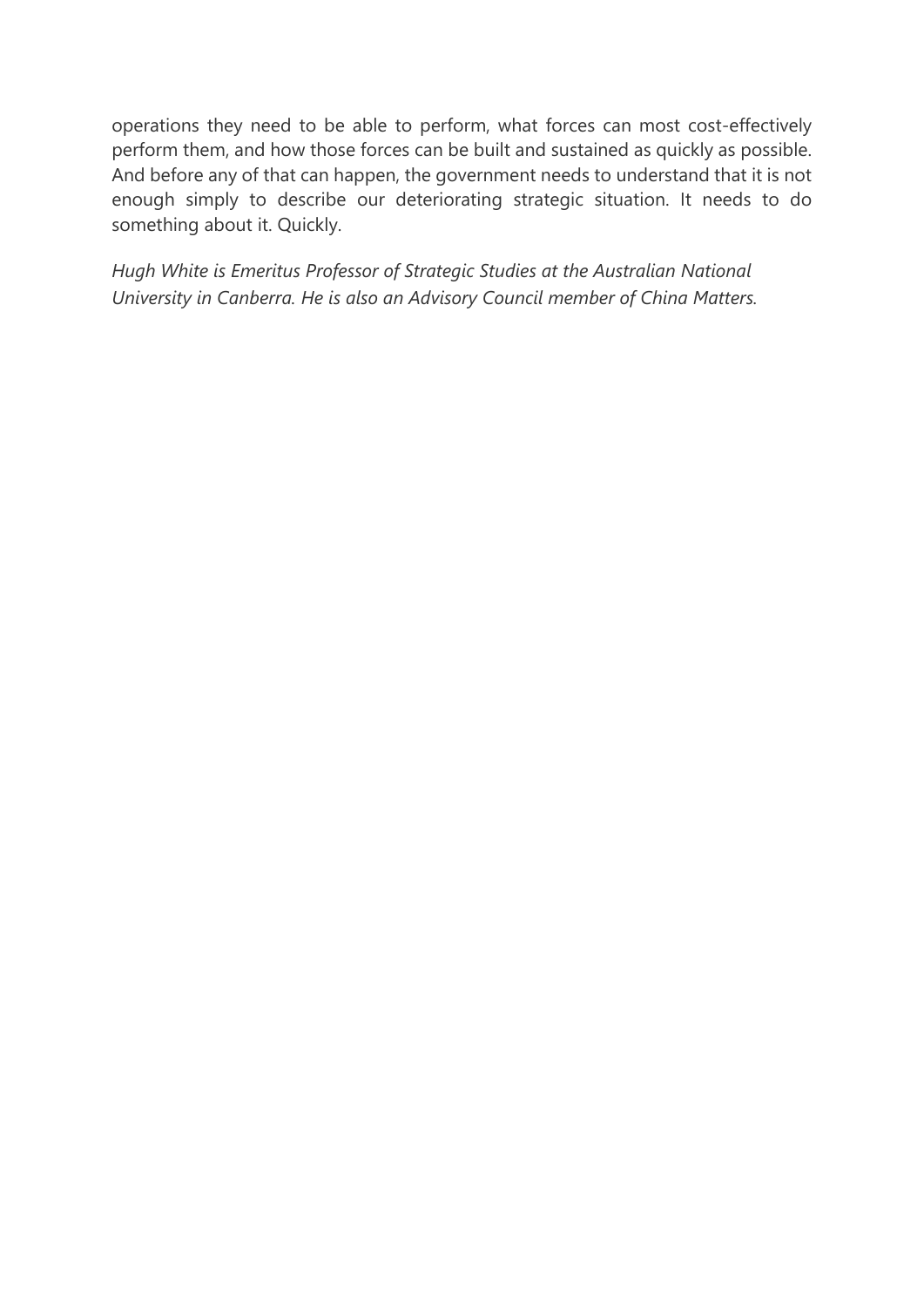operations they need to be able to perform, what forces can most cost-effectively perform them, and how those forces can be built and sustained as quickly as possible. And before any of that can happen, the government needs to understand that it is not enough simply to describe our deteriorating strategic situation. It needs to do something about it. Quickly.

*Hugh White is Emeritus Professor of Strategic Studies at the Australian National University in Canberra. He is also an Advisory Council member of China Matters.*